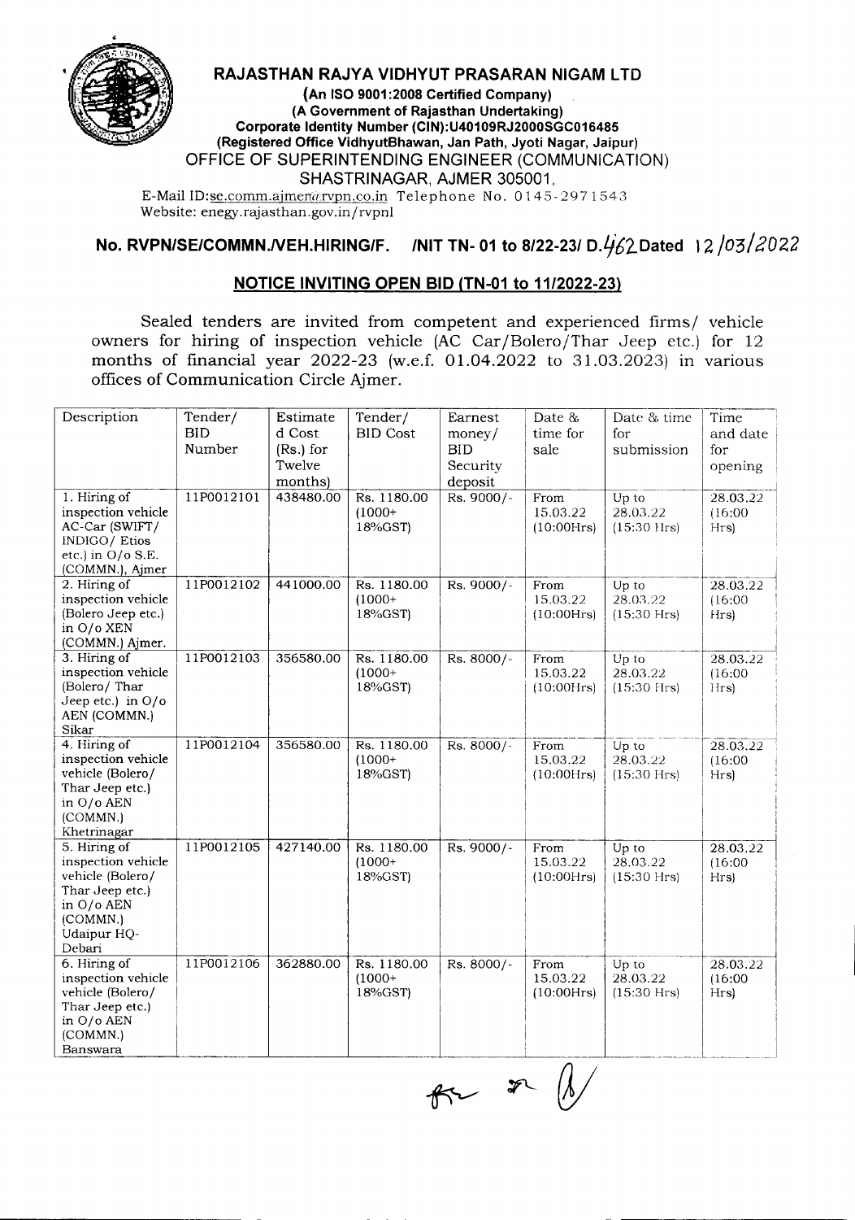**RAJASTHAN RAJYA VIDHYUT PRASARAN NIGAM LTD**

**(An ISO 9001:2008 Certified Company)**
**(A Government of Rajasthan Undertaking)**
**Corporate Identity Number (CIN):U40109RJ2000SGC016485**
**(Registered Office VidhyutBhawan, Jan Path, Jyoti Nagar, Jaipur)**

OFFICE OF SUPERINTENDING ENGINEER (COMMUNICATION)
SHASTRINAGAR, AJMER 305001,

E-Mail ID:se.comm.ajmer@rvpn.co.in Telephone No. 0145-2971543
Website: enegy.rajasthan.gov.in/rvpnl

## No. RVPN/SE/COMMN./VEH.HIRING/F. /NIT TN- 01 to 8/22-23/ D.462 Dated 12/03/2022

### NOTICE INVITING OPEN BID (TN-01 to 11/2022-23)

Sealed tenders are invited from competent and experienced firms/ vehicle owners for hiring of inspection vehicle (AC Car/Bolero/Thar Jeep etc.) for 12 months of financial year 2022-23 (w.e.f. 01.04.2022 to 31.03.2023) in various offices of Communication Circle Ajmer.

| Description | Tender/ BID Number | Estimated Cost (Rs.) for Twelve months) | Tender/ BID Cost | Earnest money/ BID Security deposit | Date & time for sale | Date & time for submission | Time and date for opening |
|---|---|---|---|---|---|---|---|
| 1. Hiring of inspection vehicle AC-Car (SWIFT/ INDIGO/ Etios etc.) in O/o S.E. (COMMN.), Ajmer | 11P0012101 | 438480.00 | Rs. 1180.00 (1000+ 18%GST) | Rs. 9000/- | From 15.03.22 (10:00Hrs) | Up to 28.03.22 (15:30 Hrs) | 28.03.22 (16:00 Hrs) |
| 2. Hiring of inspection vehicle (Bolero Jeep etc.) in O/o XEN (COMMN.) Ajmer. | 11P0012102 | 441000.00 | Rs. 1180.00 (1000+ 18%GST) | Rs. 9000/- | From 15.03.22 (10:00Hrs) | Up to 28.03.22 (15:30 Hrs) | 28.03.22 (16:00 Hrs) |
| 3. Hiring of inspection vehicle (Bolero/ Thar Jeep etc.) in O/o AEN (COMMN.) Sikar | 11P0012103 | 356580.00 | Rs. 1180.00 (1000+ 18%GST) | Rs. 8000/- | From 15.03.22 (10:00Hrs) | Up to 28.03.22 (15:30 Hrs) | 28.03.22 (16:00 Hrs) |
| 4. Hiring of inspection vehicle vehicle (Bolero/ Thar Jeep etc.) in O/o AEN (COMMN.) Khetrinagar | 11P0012104 | 356580.00 | Rs. 1180.00 (1000+ 18%GST) | Rs. 8000/- | From 15.03.22 (10:00Hrs) | Up to 28.03.22 (15:30 Hrs) | 28.03.22 (16:00 Hrs) |
| 5. Hiring of inspection vehicle vehicle (Bolero/ Thar Jeep etc.) in O/o AEN (COMMN.) Udaipur HQ-Debari | 11P0012105 | 427140.00 | Rs. 1180.00 (1000+ 18%GST) | Rs. 9000/- | From 15.03.22 (10:00Hrs) | Up to 28.03.22 (15:30 Hrs) | 28.03.22 (16:00 Hrs) |
| 6. Hiring of inspection vehicle vehicle (Bolero/ Thar Jeep etc.) in O/o AEN (COMMN.) Banswara | 11P0012106 | 362880.00 | Rs. 1180.00 (1000+ 18%GST) | Rs. 8000/- | From 15.03.22 (10:00Hrs) | Up to 28.03.22 (15:30 Hrs) | 28.03.22 (16:00 Hrs) |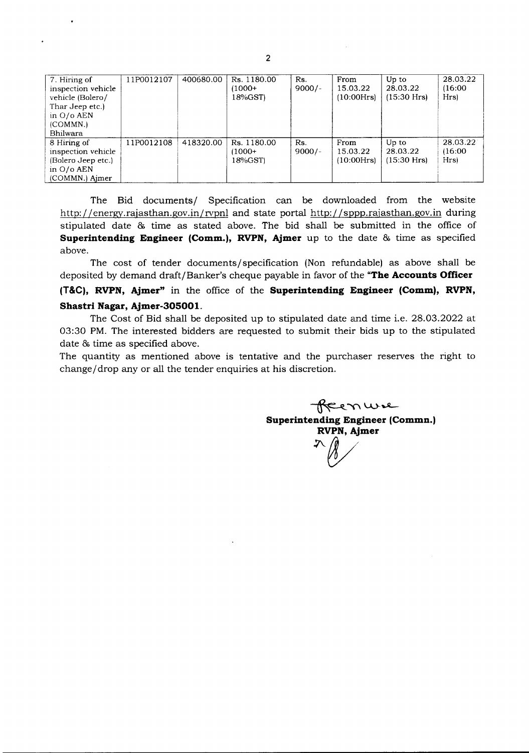| | | | | | | | |
|---|---|---|---|---|---|---|---|
| 7. Hiring of inspection vehicle vehicle (Bolero/ Thar Jeep etc.) in O/o AEN (COMMN.) Bhilwara | 11P0012107 | 400680.00 | Rs. 1180.00 (1000+ 18%GST) | Rs. 9000/- | From 15.03.22 (10:00Hrs) | Up to 28.03.22 (15:30 Hrs) | 28.03.22 (16:00 Hrs) |
| 8 Hiring of inspection vehicle (Bolero Jeep etc.) in O/o AEN (COMMN.) Ajmer | 11P0012108 | 418320.00 | Rs. 1180.00 (1000+ 18%GST) | Rs. 9000/- | From 15.03.22 (10:00Hrs) | Up to 28.03.22 (15:30 Hrs) | 28.03.22 (16:00 Hrs) |

The Bid documents/ Specification can be downloaded from the website http://energy.rajasthan.gov.in/rvpnl and state portal http://sppp.rajasthan.gov.in during stipulated date & time as stated above. The bid shall be submitted in the office of **Superintending Engineer (Comm.), RVPN, Ajmer** up to the date & time as specified above.

The cost of tender documents/specification (Non refundable) as above shall be deposited by demand draft/Banker's cheque payable in favor of the **"The Accounts Officer (T&C), RVPN, Ajmer"** in the office of the **Superintending Engineer (Comm), RVPN, Shastri Nagar, Ajmer-305001**.

The Cost of Bid shall be deposited up to stipulated date and time i.e. 28.03.2022 at 03:30 PM. The interested bidders are requested to submit their bids up to the stipulated date & time as specified above.

The quantity as mentioned above is tentative and the purchaser reserves the right to change/drop any or all the tender enquiries at his discretion.

**Superintending Engineer (Commn.)**
**RVPN, Ajmer**